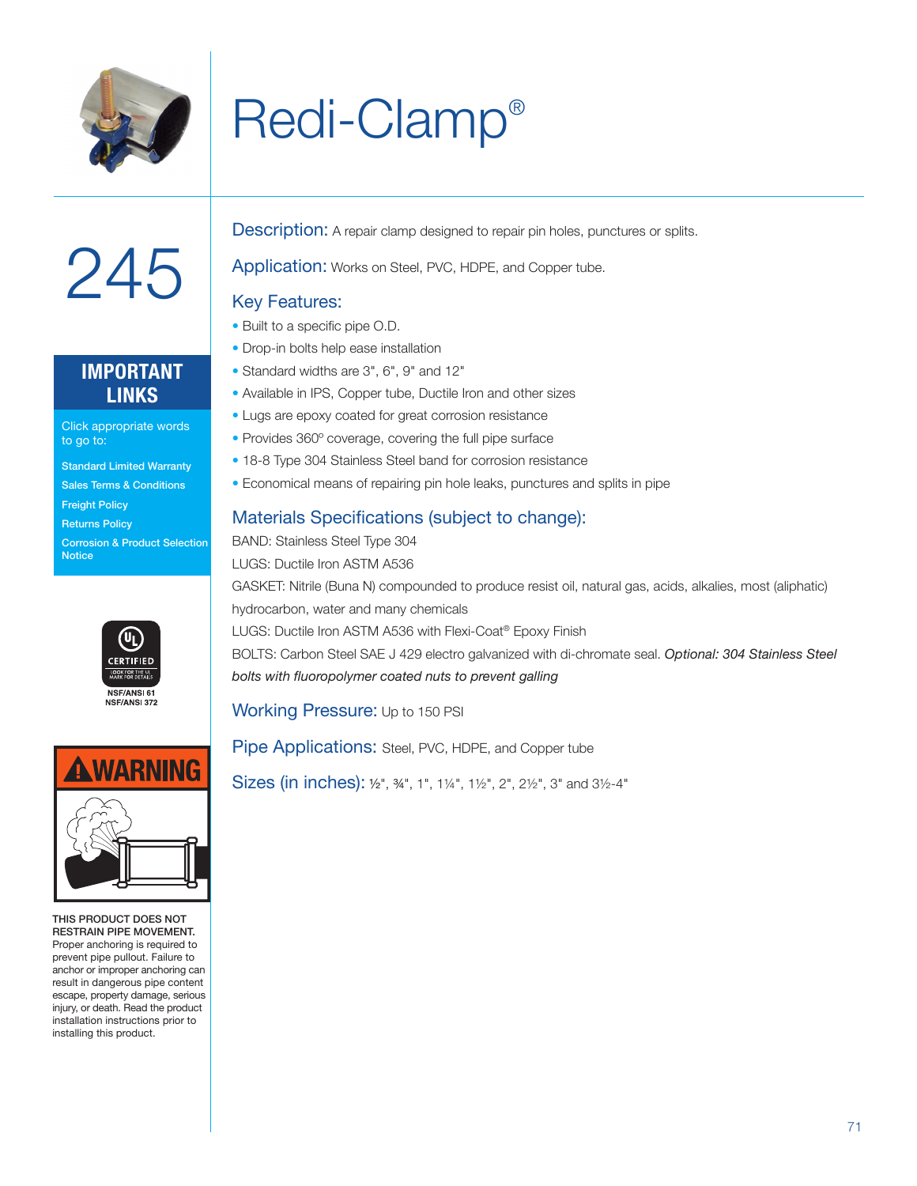# Redi-Clamp®

245

## IMPORTANT LINKS

Click appropriate words to go to:

- Standard Limited Warranty
- Sales Terms & Conditions
- Freight Policy
- Returns Policy
- Corrosion & Product Selection Notice

CERTIFIED
NSF/ANSI 61
NSF/ANSI 372

**WARNING**

**THIS PRODUCT DOES NOT RESTRAIN PIPE MOVEMENT.** Proper anchoring is required to prevent pipe pullout. Failure to anchor or improper anchoring can result in dangerous pipe content escape, property damage, serious injury, or death. Read the product installation instructions prior to installing this product.

**Description:** A repair clamp designed to repair pin holes, punctures or splits.

**Application:** Works on Steel, PVC, HDPE, and Copper tube.

### Key Features:

- Built to a specific pipe O.D.
- Drop-in bolts help ease installation
- Standard widths are 3", 6", 9" and 12"
- Available in IPS, Copper tube, Ductile Iron and other sizes
- Lugs are epoxy coated for great corrosion resistance
- Provides 360º coverage, covering the full pipe surface
- 18-8 Type 304 Stainless Steel band for corrosion resistance
- Economical means of repairing pin hole leaks, punctures and splits in pipe

### Materials Specifications (subject to change):

BAND: Stainless Steel Type 304

LUGS: Ductile Iron ASTM A536

GASKET: Nitrile (Buna N) compounded to produce resist oil, natural gas, acids, alkalies, most (aliphatic) hydrocarbon, water and many chemicals

LUGS: Ductile Iron ASTM A536 with Flexi-Coat® Epoxy Finish

BOLTS: Carbon Steel SAE J 429 electro galvanized with di-chromate seal. *Optional: 304 Stainless Steel bolts with fluoropolymer coated nuts to prevent galling*

**Working Pressure:** Up to 150 PSI

**Pipe Applications:** Steel, PVC, HDPE, and Copper tube

**Sizes (in inches):** ½", ¾", 1", 1¼", 1½", 2", 2½", 3" and 3½-4"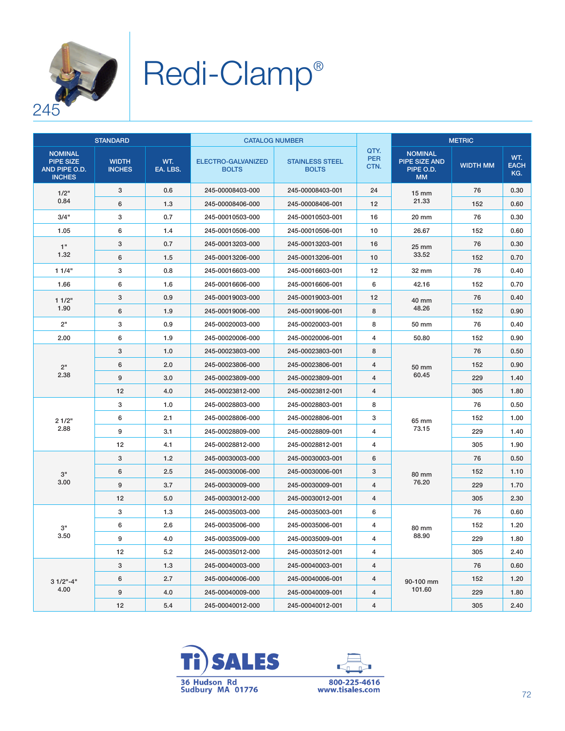245

# Redi-Clamp®

| STANDARD | | | CATALOG NUMBER | | QTY. PER CTN. | METRIC | | |
|---|---|---|---|---|---|---|---|---|
| NOMINAL PIPE SIZE AND PIPE O.D. INCHES | WIDTH INCHES | WT. EA. LBS. | ELECTRO-GALVANIZED BOLTS | STAINLESS STEEL BOLTS | | NOMINAL PIPE SIZE AND PIPE O.D. MM | WIDTH MM | WT. EACH KG. |
| 1/2" 0.84 | 3 | 0.6 | 245-00008403-000 | 245-00008403-001 | 24 | 15 mm 21.33 | 76 | 0.30 |
| | 6 | 1.3 | 245-00008406-000 | 245-00008406-001 | 12 | | 152 | 0.60 |
| 3/4" | 3 | 0.7 | 245-00010503-000 | 245-00010503-001 | 16 | 20 mm | 76 | 0.30 |
| 1.05 | 6 | 1.4 | 245-00010506-000 | 245-00010506-001 | 10 | 26.67 | 152 | 0.60 |
| 1" 1.32 | 3 | 0.7 | 245-00013203-000 | 245-00013203-001 | 16 | 25 mm 33.52 | 76 | 0.30 |
| | 6 | 1.5 | 245-00013206-000 | 245-00013206-001 | 10 | | 152 | 0.70 |
| 1 1/4" | 3 | 0.8 | 245-00016603-000 | 245-00016603-001 | 12 | 32 mm | 76 | 0.40 |
| 1.66 | 6 | 1.6 | 245-00016606-000 | 245-00016606-001 | 6 | 42.16 | 152 | 0.70 |
| 1 1/2" 1.90 | 3 | 0.9 | 245-00019003-000 | 245-00019003-001 | 12 | 40 mm 48.26 | 76 | 0.40 |
| | 6 | 1.9 | 245-00019006-000 | 245-00019006-001 | 8 | | 152 | 0.90 |
| 2" | 3 | 0.9 | 245-00020003-000 | 245-00020003-001 | 8 | 50 mm | 76 | 0.40 |
| 2.00 | 6 | 1.9 | 245-00020006-000 | 245-00020006-001 | 4 | 50.80 | 152 | 0.90 |
| 2" 2.38 | 3 | 1.0 | 245-00023803-000 | 245-00023803-001 | 8 | 50 mm 60.45 | 76 | 0.50 |
| | 6 | 2.0 | 245-00023806-000 | 245-00023806-001 | 4 | | 152 | 0.90 |
| | 9 | 3.0 | 245-00023809-000 | 245-00023809-001 | 4 | | 229 | 1.40 |
| | 12 | 4.0 | 245-00023812-000 | 245-00023812-001 | 4 | | 305 | 1.80 |
| 2 1/2" 2.88 | 3 | 1.0 | 245-00028803-000 | 245-00028803-001 | 8 | 65 mm 73.15 | 76 | 0.50 |
| | 6 | 2.1 | 245-00028806-000 | 245-00028806-001 | 3 | | 152 | 1.00 |
| | 9 | 3.1 | 245-00028809-000 | 245-00028809-001 | 4 | | 229 | 1.40 |
| | 12 | 4.1 | 245-00028812-000 | 245-00028812-001 | 4 | | 305 | 1.90 |
| 3" 3.00 | 3 | 1.2 | 245-00030003-000 | 245-00030003-001 | 6 | 80 mm 76.20 | 76 | 0.50 |
| | 6 | 2.5 | 245-00030006-000 | 245-00030006-001 | 3 | | 152 | 1.10 |
| | 9 | 3.7 | 245-00030009-000 | 245-00030009-001 | 4 | | 229 | 1.70 |
| | 12 | 5.0 | 245-00030012-000 | 245-00030012-001 | 4 | | 305 | 2.30 |
| 3" 3.50 | 3 | 1.3 | 245-00035003-000 | 245-00035003-001 | 6 | 80 mm 88.90 | 76 | 0.60 |
| | 6 | 2.6 | 245-00035006-000 | 245-00035006-001 | 4 | | 152 | 1.20 |
| | 9 | 4.0 | 245-00035009-000 | 245-00035009-001 | 4 | | 229 | 1.80 |
| | 12 | 5.2 | 245-00035012-000 | 245-00035012-001 | 4 | | 305 | 2.40 |
| 3 1/2"-4" 4.00 | 3 | 1.3 | 245-00040003-000 | 245-00040003-001 | 4 | 90-100 mm 101.60 | 76 | 0.60 |
| | 6 | 2.7 | 245-00040006-000 | 245-00040006-001 | 4 | | 152 | 1.20 |
| | 9 | 4.0 | 245-00040009-000 | 245-00040009-001 | 4 | | 229 | 1.80 |
| | 12 | 5.4 | 245-00040012-000 | 245-00040012-001 | 4 | | 305 | 2.40 |

Ti SALES
36 Hudson Rd
Sudbury MA 01776

800-225-4616
www.tisales.com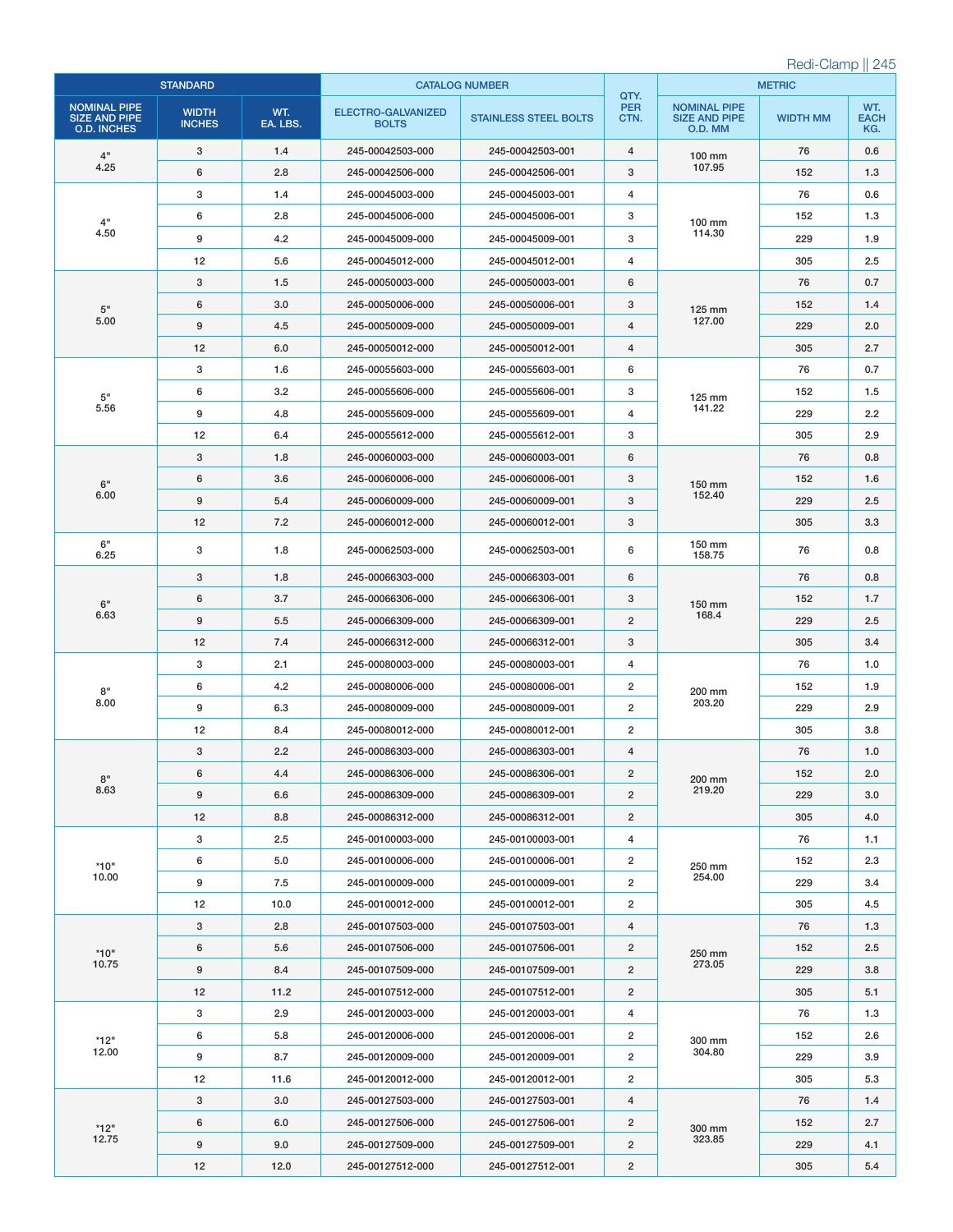| STANDARD | | | CATALOG NUMBER | | QTY. PER CTN. | METRIC | | |
|---|---|---|---|---|---|---|---|---|
| NOMINAL PIPE SIZE AND PIPE O.D. INCHES | WIDTH INCHES | WT. EA. LBS. | ELECTRO-GALVANIZED BOLTS | STAINLESS STEEL BOLTS | | NOMINAL PIPE SIZE AND PIPE O.D. MM | WIDTH MM | WT. EACH KG. |
| 4" 4.25 | 3 | 1.4 | 245-00042503-000 | 245-00042503-001 | 4 | 100 mm 107.95 | 76 | 0.6 |
| | 6 | 2.8 | 245-00042506-000 | 245-00042506-001 | 3 | | 152 | 1.3 |
| 4" 4.50 | 3 | 1.4 | 245-00045003-000 | 245-00045003-001 | 4 | 100 mm 114.30 | 76 | 0.6 |
| | 6 | 2.8 | 245-00045006-000 | 245-00045006-001 | 3 | | 152 | 1.3 |
| | 9 | 4.2 | 245-00045009-000 | 245-00045009-001 | 3 | | 229 | 1.9 |
| | 12 | 5.6 | 245-00045012-000 | 245-00045012-001 | 4 | | 305 | 2.5 |
| 5" 5.00 | 3 | 1.5 | 245-00050003-000 | 245-00050003-001 | 6 | 125 mm 127.00 | 76 | 0.7 |
| | 6 | 3.0 | 245-00050006-000 | 245-00050006-001 | 3 | | 152 | 1.4 |
| | 9 | 4.5 | 245-00050009-000 | 245-00050009-001 | 4 | | 229 | 2.0 |
| | 12 | 6.0 | 245-00050012-000 | 245-00050012-001 | 4 | | 305 | 2.7 |
| 5" 5.56 | 3 | 1.6 | 245-00055603-000 | 245-00055603-001 | 6 | 125 mm 141.22 | 76 | 0.7 |
| | 6 | 3.2 | 245-00055606-000 | 245-00055606-001 | 3 | | 152 | 1.5 |
| | 9 | 4.8 | 245-00055609-000 | 245-00055609-001 | 4 | | 229 | 2.2 |
| | 12 | 6.4 | 245-00055612-000 | 245-00055612-001 | 3 | | 305 | 2.9 |
| 6" 6.00 | 3 | 1.8 | 245-00060003-000 | 245-00060003-001 | 6 | 150 mm 152.40 | 76 | 0.8 |
| | 6 | 3.6 | 245-00060006-000 | 245-00060006-001 | 3 | | 152 | 1.6 |
| | 9 | 5.4 | 245-00060009-000 | 245-00060009-001 | 3 | | 229 | 2.5 |
| | 12 | 7.2 | 245-00060012-000 | 245-00060012-001 | 3 | | 305 | 3.3 |
| 6" 6.25 | 3 | 1.8 | 245-00062503-000 | 245-00062503-001 | 6 | 150 mm 158.75 | 76 | 0.8 |
| 6" 6.63 | 3 | 1.8 | 245-00066303-000 | 245-00066303-001 | 6 | 150 mm 168.4 | 76 | 0.8 |
| | 6 | 3.7 | 245-00066306-000 | 245-00066306-001 | 3 | | 152 | 1.7 |
| | 9 | 5.5 | 245-00066309-000 | 245-00066309-001 | 2 | | 229 | 2.5 |
| | 12 | 7.4 | 245-00066312-000 | 245-00066312-001 | 3 | | 305 | 3.4 |
| 8" 8.00 | 3 | 2.1 | 245-00080003-000 | 245-00080003-001 | 4 | 200 mm 203.20 | 76 | 1.0 |
| | 6 | 4.2 | 245-00080006-000 | 245-00080006-001 | 2 | | 152 | 1.9 |
| | 9 | 6.3 | 245-00080009-000 | 245-00080009-001 | 2 | | 229 | 2.9 |
| | 12 | 8.4 | 245-00080012-000 | 245-00080012-001 | 2 | | 305 | 3.8 |
| 8" 8.63 | 3 | 2.2 | 245-00086303-000 | 245-00086303-001 | 4 | 200 mm 219.20 | 76 | 1.0 |
| | 6 | 4.4 | 245-00086306-000 | 245-00086306-001 | 2 | | 152 | 2.0 |
| | 9 | 6.6 | 245-00086309-000 | 245-00086309-001 | 2 | | 229 | 3.0 |
| | 12 | 8.8 | 245-00086312-000 | 245-00086312-001 | 2 | | 305 | 4.0 |
| *10" 10.00 | 3 | 2.5 | 245-00100003-000 | 245-00100003-001 | 4 | 250 mm 254.00 | 76 | 1.1 |
| | 6 | 5.0 | 245-00100006-000 | 245-00100006-001 | 2 | | 152 | 2.3 |
| | 9 | 7.5 | 245-00100009-000 | 245-00100009-001 | 2 | | 229 | 3.4 |
| | 12 | 10.0 | 245-00100012-000 | 245-00100012-001 | 2 | | 305 | 4.5 |
| *10" 10.75 | 3 | 2.8 | 245-00107503-000 | 245-00107503-001 | 4 | 250 mm 273.05 | 76 | 1.3 |
| | 6 | 5.6 | 245-00107506-000 | 245-00107506-001 | 2 | | 152 | 2.5 |
| | 9 | 8.4 | 245-00107509-000 | 245-00107509-001 | 2 | | 229 | 3.8 |
| | 12 | 11.2 | 245-00107512-000 | 245-00107512-001 | 2 | | 305 | 5.1 |
| *12" 12.00 | 3 | 2.9 | 245-00120003-000 | 245-00120003-001 | 4 | 300 mm 304.80 | 76 | 1.3 |
| | 6 | 5.8 | 245-00120006-000 | 245-00120006-001 | 2 | | 152 | 2.6 |
| | 9 | 8.7 | 245-00120009-000 | 245-00120009-001 | 2 | | 229 | 3.9 |
| | 12 | 11.6 | 245-00120012-000 | 245-00120012-001 | 2 | | 305 | 5.3 |
| *12" 12.75 | 3 | 3.0 | 245-00127503-000 | 245-00127503-001 | 4 | 300 mm 323.85 | 76 | 1.4 |
| | 6 | 6.0 | 245-00127506-000 | 245-00127506-001 | 2 | | 152 | 2.7 |
| | 9 | 9.0 | 245-00127509-000 | 245-00127509-001 | 2 | | 229 | 4.1 |
| | 12 | 12.0 | 245-00127512-000 | 245-00127512-001 | 2 | | 305 | 5.4 |